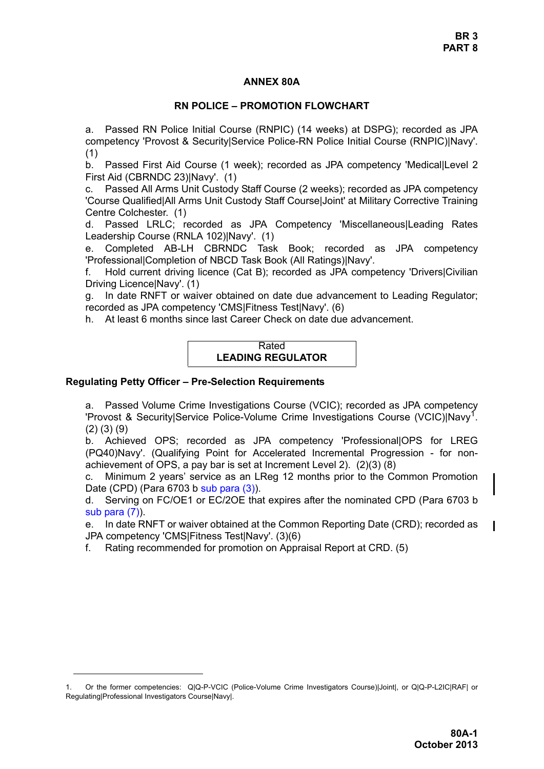## ANNEX 80A

## RN POLICE – PROMOTION FLOWCHART

a. Passed RN Police Initial Course (RNPIC) (14 weeks) at DSPG); recorded as JPA competency 'Provost & Security|Service Police-RN Police Initial Course (RNPIC)|Navy'. (1)
b. Passed First Aid Course (1 week); recorded as JPA competency 'Medical|Level 2 First Aid (CBRNDC 23)|Navy'. (1)
c. Passed All Arms Unit Custody Staff Course (2 weeks); recorded as JPA competency 'Course Qualified|All Arms Unit Custody Staff Course|Joint' at Military Corrective Training Centre Colchester. (1)
d. Passed LRLC; recorded as JPA Competency 'Miscellaneous|Leading Rates Leadership Course (RNLA 102)|Navy'. (1)
e. Completed AB-LH CBRNDC Task Book; recorded as JPA competency 'Professional|Completion of NBCD Task Book (All Ratings)|Navy'.
f. Hold current driving licence (Cat B); recorded as JPA competency 'Drivers|Civilian Driving Licence|Navy'. (1)
g. In date RNFT or waiver obtained on date due advancement to Leading Regulator; recorded as JPA competency 'CMS|Fitness Test|Navy'. (6)
h. At least 6 months since last Career Check on date due advancement.

| Rated<br>**LEADING REGULATOR** |
|---|

**Regulating Petty Officer – Pre-Selection Requirements**

a. Passed Volume Crime Investigations Course (VCIC); recorded as JPA competency 'Provost & Security|Service Police-Volume Crime Investigations Course (VCIC)|Navy[1]. (2) (3) (9)
b. Achieved OPS; recorded as JPA competency 'Professional|OPS for LREG (PQ40)Navy'. (Qualifying Point for Accelerated Incremental Progression - for non-achievement of OPS, a pay bar is set at Increment Level 2). (2)(3) (8)
c. Minimum 2 years' service as an LReg 12 months prior to the Common Promotion Date (CPD) (Para 6703 b sub para (3)).
d. Serving on FC/OE1 or EC/2OE that expires after the nominated CPD (Para 6703 b sub para (7)).
e. In date RNFT or waiver obtained at the Common Reporting Date (CRD); recorded as JPA competency 'CMS|Fitness Test|Navy'. (3)(6)
f. Rating recommended for promotion on Appraisal Report at CRD. (5)

---

1. Or the former competencies: Q|Q-P-VCIC (Police-Volume Crime Investigators Course)|Joint|, or Q|Q-P-L2IC|RAF| or Regulating|Professional Investigators Course|Navy|.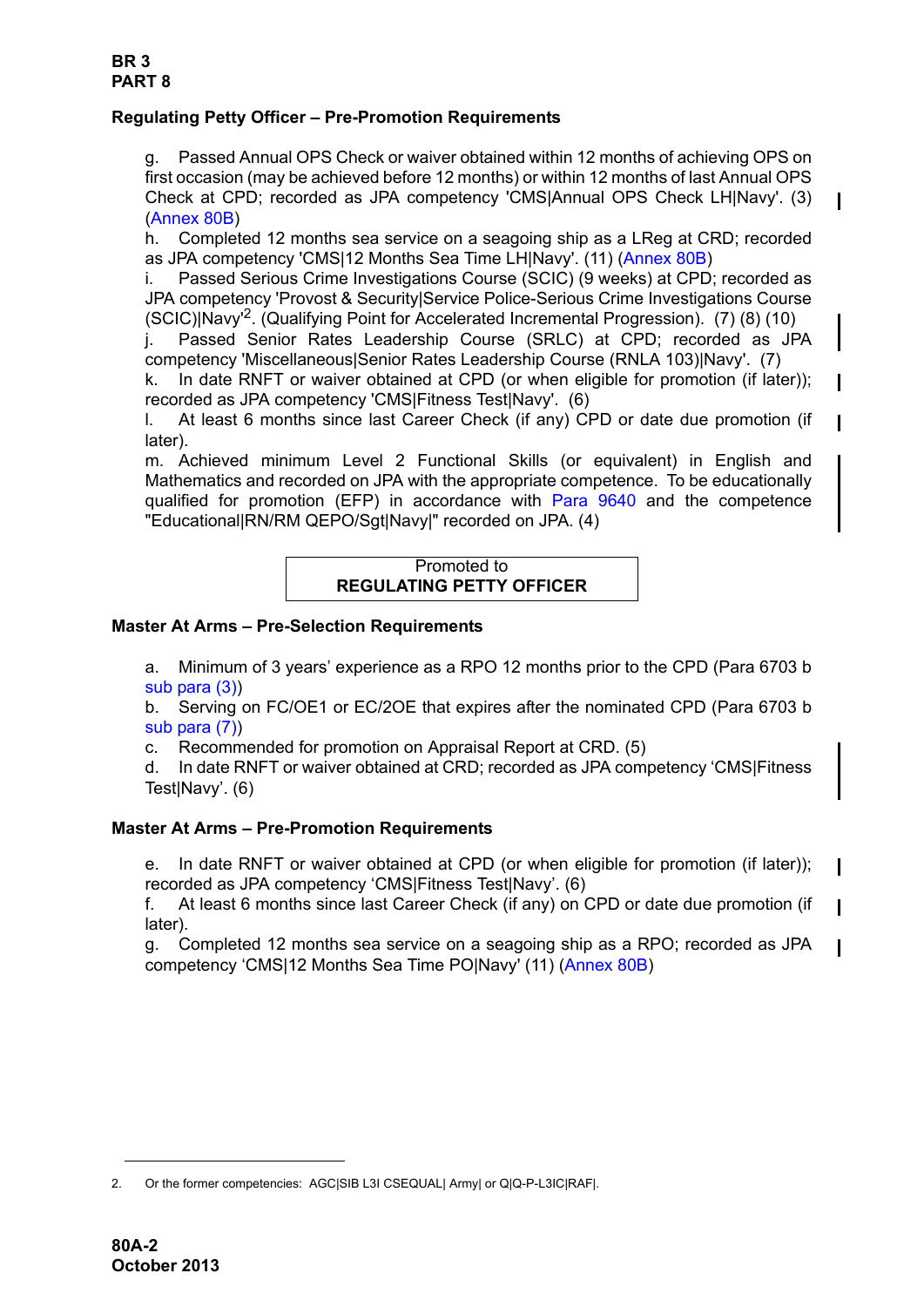## Regulating Petty Officer – Pre-Promotion Requirements

g. Passed Annual OPS Check or waiver obtained within 12 months of achieving OPS on first occasion (may be achieved before 12 months) or within 12 months of last Annual OPS Check at CPD; recorded as JPA competency 'CMS|Annual OPS Check LH|Navy'. (3) (Annex 80B)
h. Completed 12 months sea service on a seagoing ship as a LReg at CRD; recorded as JPA competency 'CMS|12 Months Sea Time LH|Navy'. (11) (Annex 80B)
i. Passed Serious Crime Investigations Course (SCIC) (9 weeks) at CPD; recorded as JPA competency 'Provost & Security|Service Police-Serious Crime Investigations Course (SCIC)|Navy'[2]. (Qualifying Point for Accelerated Incremental Progression). (7) (8) (10)
j. Passed Senior Rates Leadership Course (SRLC) at CPD; recorded as JPA competency 'Miscellaneous|Senior Rates Leadership Course (RNLA 103)|Navy'. (7)
k. In date RNFT or waiver obtained at CPD (or when eligible for promotion (if later)); recorded as JPA competency 'CMS|Fitness Test|Navy'. (6)
l. At least 6 months since last Career Check (if any) CPD or date due promotion (if later).
m. Achieved minimum Level 2 Functional Skills (or equivalent) in English and Mathematics and recorded on JPA with the appropriate competence. To be educationally qualified for promotion (EFP) in accordance with Para 9640 and the competence "Educational|RN/RM QEPO/Sgt|Navy|" recorded on JPA. (4)

| Promoted to **REGULATING PETTY OFFICER** |
|---|

## Master At Arms – Pre-Selection Requirements

a. Minimum of 3 years' experience as a RPO 12 months prior to the CPD (Para 6703 b sub para (3))
b. Serving on FC/OE1 or EC/2OE that expires after the nominated CPD (Para 6703 b sub para (7))
c. Recommended for promotion on Appraisal Report at CRD. (5)
d. In date RNFT or waiver obtained at CRD; recorded as JPA competency 'CMS|Fitness Test|Navy'. (6)

## Master At Arms – Pre-Promotion Requirements

e. In date RNFT or waiver obtained at CPD (or when eligible for promotion (if later)); recorded as JPA competency 'CMS|Fitness Test|Navy'. (6)
f. At least 6 months since last Career Check (if any) on CPD or date due promotion (if later).
g. Completed 12 months sea service on a seagoing ship as a RPO; recorded as JPA competency 'CMS|12 Months Sea Time PO|Navy' (11) (Annex 80B)

---

2. Or the former competencies: AGC|SIB L3I CSEQUAL| Army| or Q|Q-P-L3IC|RAF|.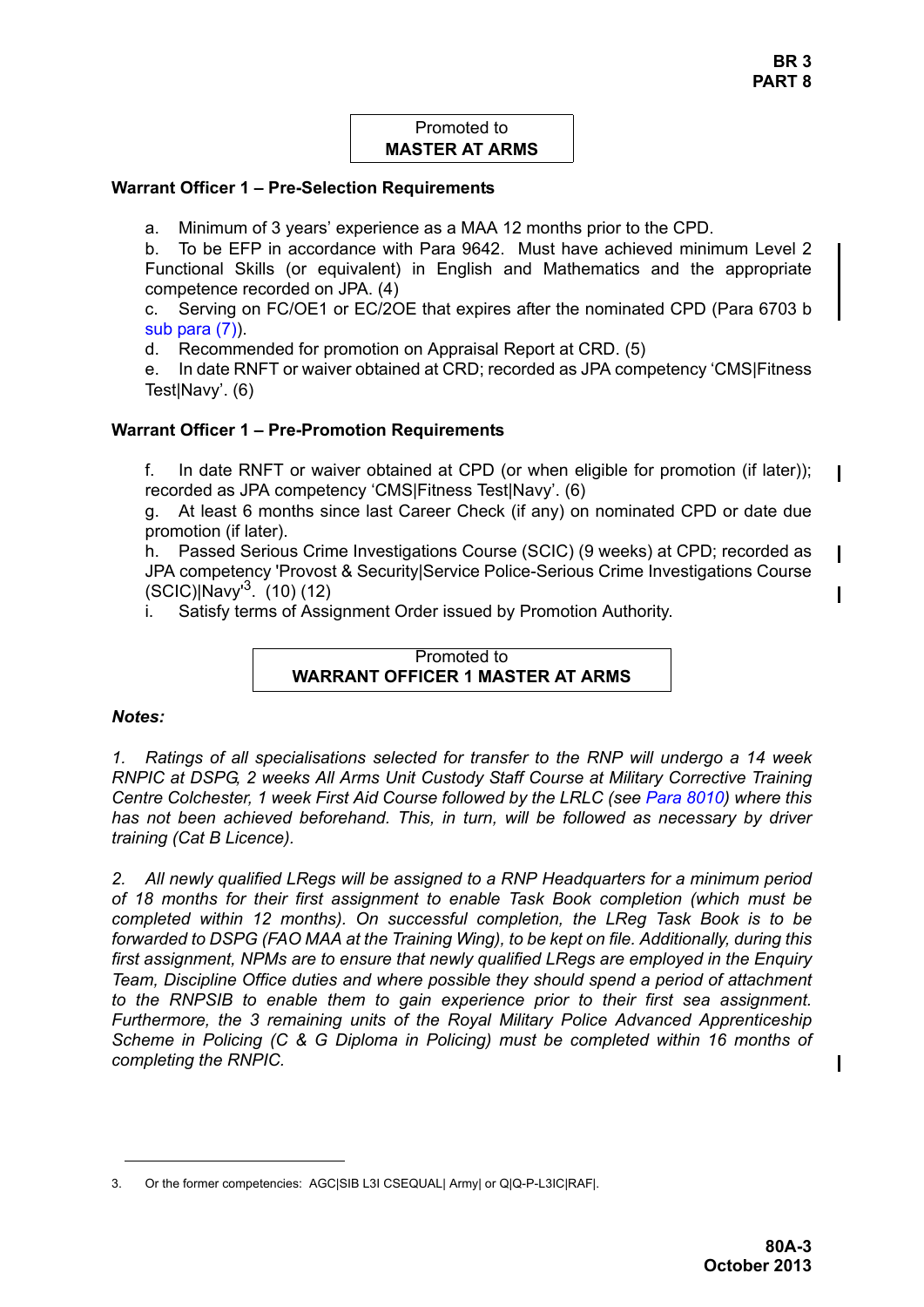Promoted to
**MASTER AT ARMS**

**Warrant Officer 1 – Pre-Selection Requirements**

a. Minimum of 3 years' experience as a MAA 12 months prior to the CPD.
b. To be EFP in accordance with Para 9642. Must have achieved minimum Level 2 Functional Skills (or equivalent) in English and Mathematics and the appropriate competence recorded on JPA. (4)
c. Serving on FC/OE1 or EC/2OE that expires after the nominated CPD (Para 6703 b sub para (7)).
d. Recommended for promotion on Appraisal Report at CRD. (5)
e. In date RNFT or waiver obtained at CRD; recorded as JPA competency 'CMS|Fitness Test|Navy'. (6)

**Warrant Officer 1 – Pre-Promotion Requirements**

f. In date RNFT or waiver obtained at CPD (or when eligible for promotion (if later)); recorded as JPA competency 'CMS|Fitness Test|Navy'. (6)
g. At least 6 months since last Career Check (if any) on nominated CPD or date due promotion (if later).
h. Passed Serious Crime Investigations Course (SCIC) (9 weeks) at CPD; recorded as JPA competency 'Provost & Security|Service Police-Serious Crime Investigations Course (SCIC)|Navy'[3]. (10) (12)
i. Satisfy terms of Assignment Order issued by Promotion Authority.

Promoted to
**WARRANT OFFICER 1 MASTER AT ARMS**

***Notes:***

*1. Ratings of all specialisations selected for transfer to the RNP will undergo a 14 week RNPIC at DSPG, 2 weeks All Arms Unit Custody Staff Course at Military Corrective Training Centre Colchester, 1 week First Aid Course followed by the LRLC (see Para 8010) where this has not been achieved beforehand. This, in turn, will be followed as necessary by driver training (Cat B Licence).*

*2. All newly qualified LRegs will be assigned to a RNP Headquarters for a minimum period of 18 months for their first assignment to enable Task Book completion (which must be completed within 12 months). On successful completion, the LReg Task Book is to be forwarded to DSPG (FAO MAA at the Training Wing), to be kept on file. Additionally, during this first assignment, NPMs are to ensure that newly qualified LRegs are employed in the Enquiry Team, Discipline Office duties and where possible they should spend a period of attachment to the RNPSIB to enable them to gain experience prior to their first sea assignment. Furthermore, the 3 remaining units of the Royal Military Police Advanced Apprenticeship Scheme in Policing (C & G Diploma in Policing) must be completed within 16 months of completing the RNPIC.*

---

3. Or the former competencies: AGC|SIB L3I CSEQUAL| Army| or Q|Q-P-L3IC|RAF|.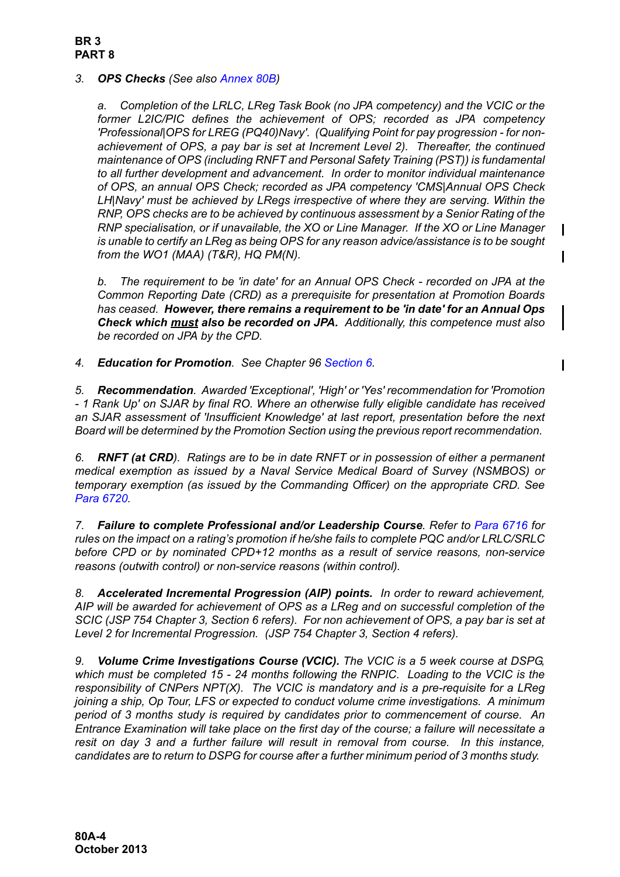*3.* ***OPS Checks*** *(See also Annex 80B)*

*a. Completion of the LRLC, LReg Task Book (no JPA competency) and the VCIC or the former L2IC/PIC defines the achievement of OPS; recorded as JPA competency 'Professional|OPS for LREG (PQ40)Navy'. (Qualifying Point for pay progression - for non-achievement of OPS, a pay bar is set at Increment Level 2). Thereafter, the continued maintenance of OPS (including RNFT and Personal Safety Training (PST)) is fundamental to all further development and advancement. In order to monitor individual maintenance of OPS, an annual OPS Check; recorded as JPA competency 'CMS|Annual OPS Check LH|Navy' must be achieved by LRegs irrespective of where they are serving. Within the RNP, OPS checks are to be achieved by continuous assessment by a Senior Rating of the RNP specialisation, or if unavailable, the XO or Line Manager. If the XO or Line Manager is unable to certify an LReg as being OPS for any reason advice/assistance is to be sought from the WO1 (MAA) (T&R), HQ PM(N).*

*b. The requirement to be 'in date' for an Annual OPS Check - recorded on JPA at the Common Reporting Date (CRD) as a prerequisite for presentation at Promotion Boards has ceased.* ***However, there remains a requirement to be 'in date' for an Annual Ops Check which <u>must</u> also be recorded on JPA.*** *Additionally, this competence must also be recorded on JPA by the CPD.*

*4.* ***Education for Promotion****. See Chapter 96 Section 6.*

*5.* ***Recommendation****. Awarded 'Exceptional', 'High' or 'Yes' recommendation for 'Promotion - 1 Rank Up' on SJAR by final RO. Where an otherwise fully eligible candidate has received an SJAR assessment of 'Insufficient Knowledge' at last report, presentation before the next Board will be determined by the Promotion Section using the previous report recommendation.*

*6.* ***RNFT (at CRD)****. Ratings are to be in date RNFT or in possession of either a permanent medical exemption as issued by a Naval Service Medical Board of Survey (NSMBOS) or temporary exemption (as issued by the Commanding Officer) on the appropriate CRD. See Para 6720.*

*7.* ***Failure to complete Professional and/or Leadership Course****. Refer to Para 6716 for rules on the impact on a rating's promotion if he/she fails to complete PQC and/or LRLC/SRLC before CPD or by nominated CPD+12 months as a result of service reasons, non-service reasons (outwith control) or non-service reasons (within control).*

*8.* ***Accelerated Incremental Progression (AIP) points.*** *In order to reward achievement, AIP will be awarded for achievement of OPS as a LReg and on successful completion of the SCIC (JSP 754 Chapter 3, Section 6 refers). For non achievement of OPS, a pay bar is set at Level 2 for Incremental Progression. (JSP 754 Chapter 3, Section 4 refers).*

*9.* ***Volume Crime Investigations Course (VCIC).*** *The VCIC is a 5 week course at DSPG, which must be completed 15 - 24 months following the RNPIC. Loading to the VCIC is the responsibility of CNPers NPT(X). The VCIC is mandatory and is a pre-requisite for a LReg joining a ship, Op Tour, LFS or expected to conduct volume crime investigations. A minimum period of 3 months study is required by candidates prior to commencement of course. An Entrance Examination will take place on the first day of the course; a failure will necessitate a resit on day 3 and a further failure will result in removal from course. In this instance, candidates are to return to DSPG for course after a further minimum period of 3 months study.*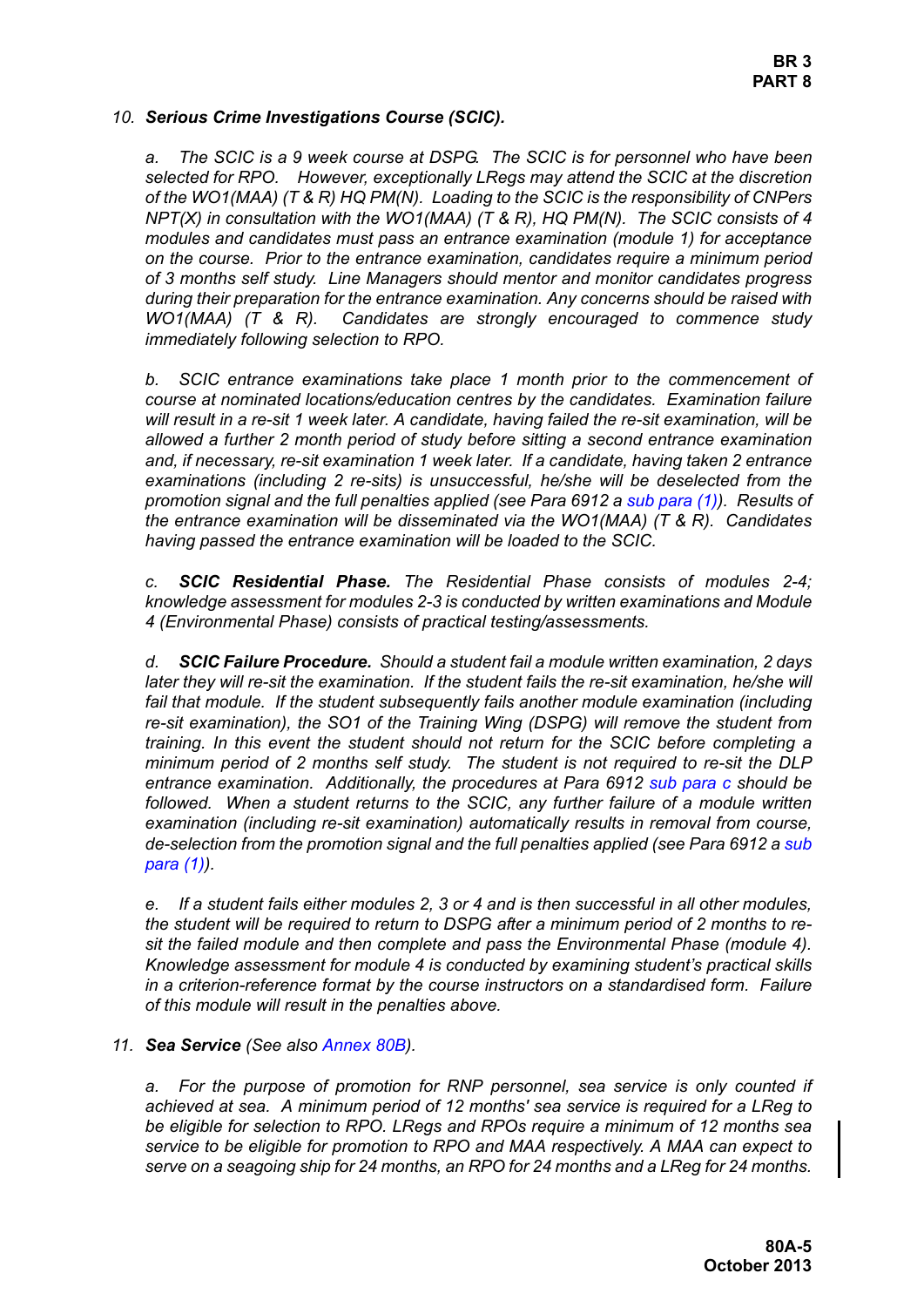10. ***Serious Crime Investigations Course (SCIC).***

*a. The SCIC is a 9 week course at DSPG. The SCIC is for personnel who have been selected for RPO. However, exceptionally LRegs may attend the SCIC at the discretion of the WO1(MAA) (T & R) HQ PM(N). Loading to the SCIC is the responsibility of CNPers NPT(X) in consultation with the WO1(MAA) (T & R), HQ PM(N). The SCIC consists of 4 modules and candidates must pass an entrance examination (module 1) for acceptance on the course. Prior to the entrance examination, candidates require a minimum period of 3 months self study. Line Managers should mentor and monitor candidates progress during their preparation for the entrance examination. Any concerns should be raised with WO1(MAA) (T & R). Candidates are strongly encouraged to commence study immediately following selection to RPO.*

*b. SCIC entrance examinations take place 1 month prior to the commencement of course at nominated locations/education centres by the candidates. Examination failure will result in a re-sit 1 week later. A candidate, having failed the re-sit examination, will be allowed a further 2 month period of study before sitting a second entrance examination and, if necessary, re-sit examination 1 week later. If a candidate, having taken 2 entrance examinations (including 2 re-sits) is unsuccessful, he/she will be deselected from the promotion signal and the full penalties applied (see Para 6912 a sub para (1)). Results of the entrance examination will be disseminated via the WO1(MAA) (T & R). Candidates having passed the entrance examination will be loaded to the SCIC.*

*c.* ***SCIC Residential Phase.*** *The Residential Phase consists of modules 2-4; knowledge assessment for modules 2-3 is conducted by written examinations and Module 4 (Environmental Phase) consists of practical testing/assessments.*

*d.* ***SCIC Failure Procedure.*** *Should a student fail a module written examination, 2 days later they will re-sit the examination. If the student fails the re-sit examination, he/she will fail that module. If the student subsequently fails another module examination (including re-sit examination), the SO1 of the Training Wing (DSPG) will remove the student from training. In this event the student should not return for the SCIC before completing a minimum period of 2 months self study. The student is not required to re-sit the DLP entrance examination. Additionally, the procedures at Para 6912 sub para c should be followed. When a student returns to the SCIC, any further failure of a module written examination (including re-sit examination) automatically results in removal from course, de-selection from the promotion signal and the full penalties applied (see Para 6912 a sub para (1)).*

*e. If a student fails either modules 2, 3 or 4 and is then successful in all other modules, the student will be required to return to DSPG after a minimum period of 2 months to re-sit the failed module and then complete and pass the Environmental Phase (module 4). Knowledge assessment for module 4 is conducted by examining student's practical skills in a criterion-reference format by the course instructors on a standardised form. Failure of this module will result in the penalties above.*

11. ***Sea Service*** *(See also Annex 80B).*

*a. For the purpose of promotion for RNP personnel, sea service is only counted if achieved at sea. A minimum period of 12 months' sea service is required for a LReg to be eligible for selection to RPO. LRegs and RPOs require a minimum of 12 months sea service to be eligible for promotion to RPO and MAA respectively. A MAA can expect to serve on a seagoing ship for 24 months, an RPO for 24 months and a LReg for 24 months.*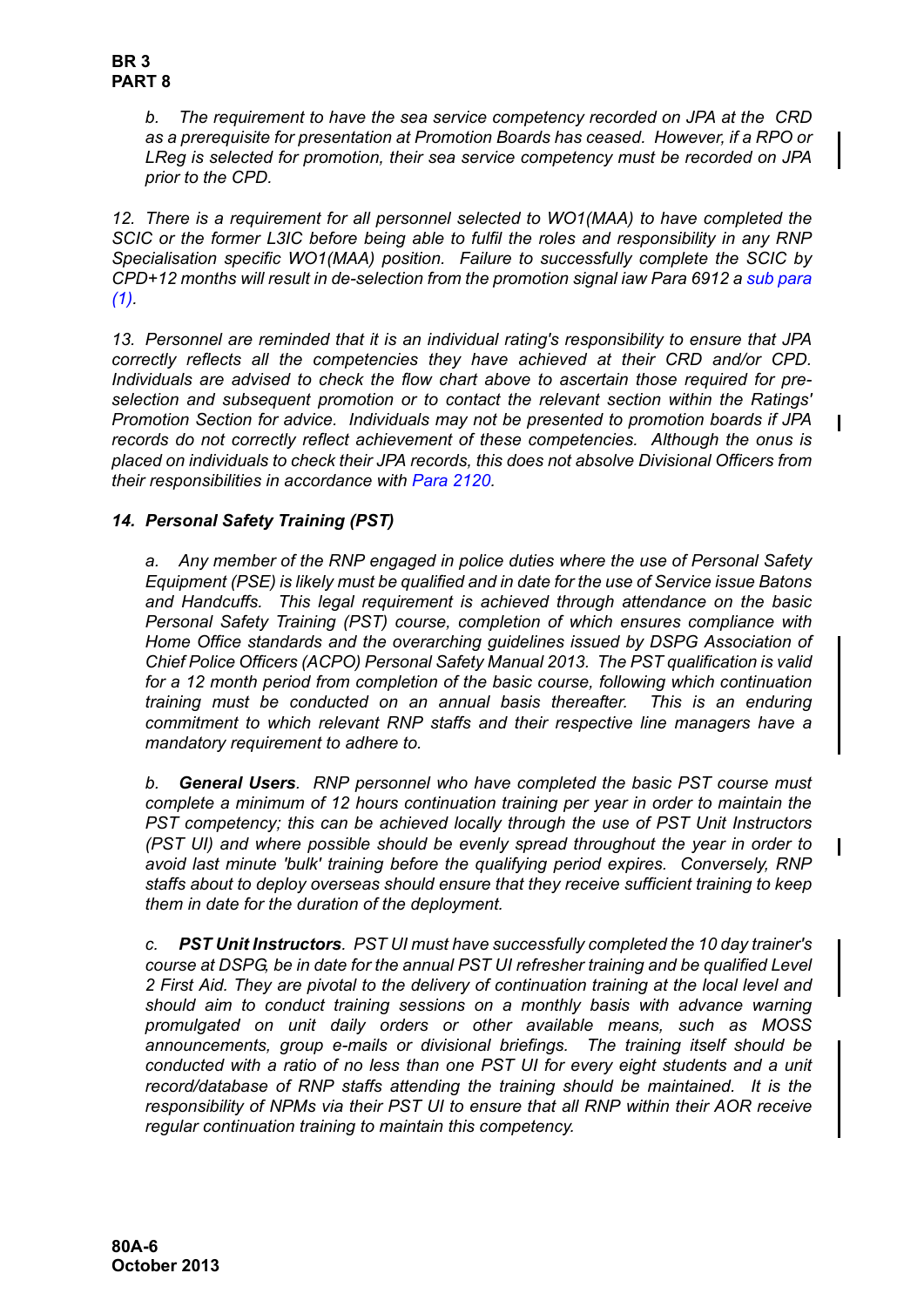*b. The requirement to have the sea service competency recorded on JPA at the CRD as a prerequisite for presentation at Promotion Boards has ceased. However, if a RPO or LReg is selected for promotion, their sea service competency must be recorded on JPA prior to the CPD.*

*12. There is a requirement for all personnel selected to WO1(MAA) to have completed the SCIC or the former L3IC before being able to fulfil the roles and responsibility in any RNP Specialisation specific WO1(MAA) position. Failure to successfully complete the SCIC by CPD+12 months will result in de-selection from the promotion signal iaw Para 6912 a sub para (1).*

*13. Personnel are reminded that it is an individual rating's responsibility to ensure that JPA correctly reflects all the competencies they have achieved at their CRD and/or CPD. Individuals are advised to check the flow chart above to ascertain those required for pre-selection and subsequent promotion or to contact the relevant section within the Ratings' Promotion Section for advice. Individuals may not be presented to promotion boards if JPA records do not correctly reflect achievement of these competencies. Although the onus is placed on individuals to check their JPA records, this does not absolve Divisional Officers from their responsibilities in accordance with Para 2120.*

***14. Personal Safety Training (PST)***

*a. Any member of the RNP engaged in police duties where the use of Personal Safety Equipment (PSE) is likely must be qualified and in date for the use of Service issue Batons and Handcuffs. This legal requirement is achieved through attendance on the basic Personal Safety Training (PST) course, completion of which ensures compliance with Home Office standards and the overarching guidelines issued by DSPG Association of Chief Police Officers (ACPO) Personal Safety Manual 2013. The PST qualification is valid for a 12 month period from completion of the basic course, following which continuation training must be conducted on an annual basis thereafter. This is an enduring commitment to which relevant RNP staffs and their respective line managers have a mandatory requirement to adhere to.*

*b. **General Users**. RNP personnel who have completed the basic PST course must complete a minimum of 12 hours continuation training per year in order to maintain the PST competency; this can be achieved locally through the use of PST Unit Instructors (PST UI) and where possible should be evenly spread throughout the year in order to avoid last minute 'bulk' training before the qualifying period expires. Conversely, RNP staffs about to deploy overseas should ensure that they receive sufficient training to keep them in date for the duration of the deployment.*

*c. **PST Unit Instructors**. PST UI must have successfully completed the 10 day trainer's course at DSPG, be in date for the annual PST UI refresher training and be qualified Level 2 First Aid. They are pivotal to the delivery of continuation training at the local level and should aim to conduct training sessions on a monthly basis with advance warning promulgated on unit daily orders or other available means, such as MOSS announcements, group e-mails or divisional briefings. The training itself should be conducted with a ratio of no less than one PST UI for every eight students and a unit record/database of RNP staffs attending the training should be maintained. It is the responsibility of NPMs via their PST UI to ensure that all RNP within their AOR receive regular continuation training to maintain this competency.*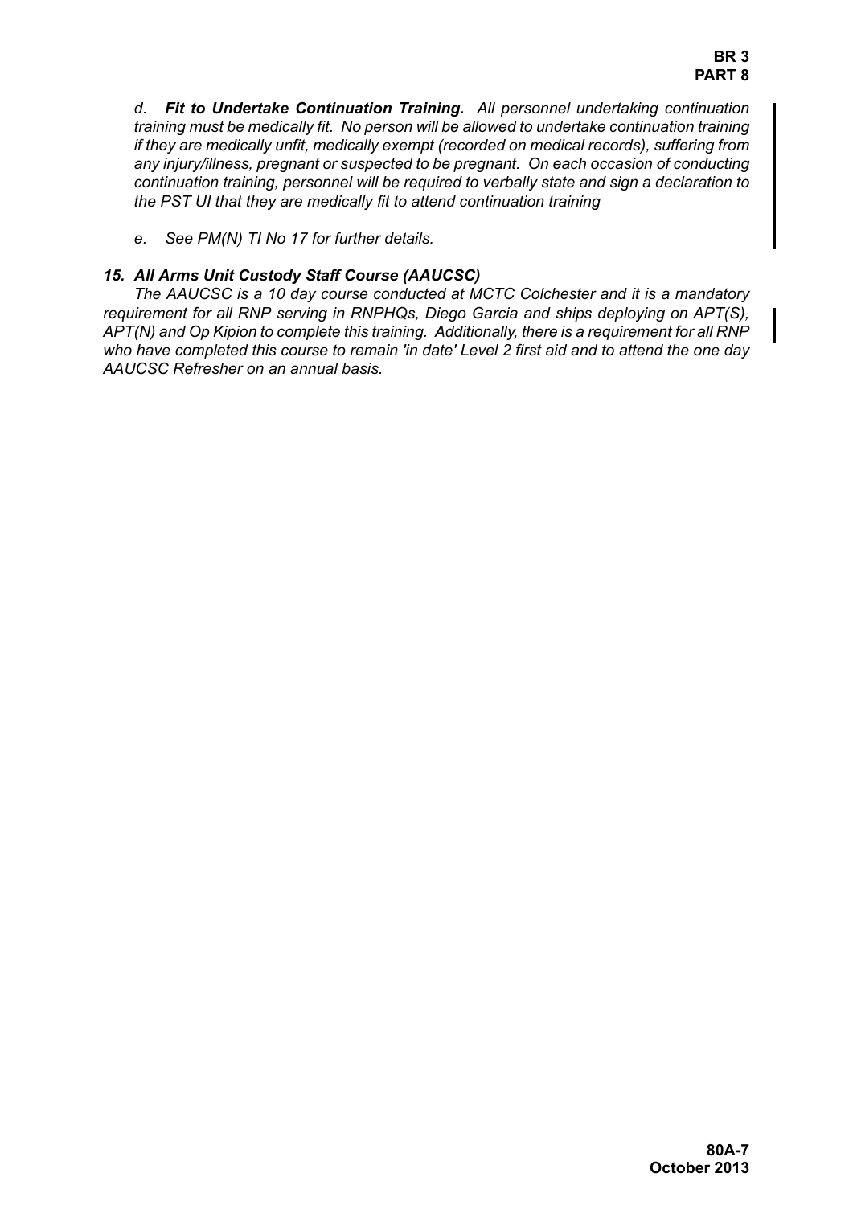*d. **Fit to Undertake Continuation Training.** All personnel undertaking continuation training must be medically fit. No person will be allowed to undertake continuation training if they are medically unfit, medically exempt (recorded on medical records), suffering from any injury/illness, pregnant or suspected to be pregnant. On each occasion of conducting continuation training, personnel will be required to verbally state and sign a declaration to the PST UI that they are medically fit to attend continuation training*

*e. See PM(N) TI No 17 for further details.*

### *15. All Arms Unit Custody Staff Course (AAUCSC)*

*The AAUCSC is a 10 day course conducted at MCTC Colchester and it is a mandatory requirement for all RNP serving in RNPHQs, Diego Garcia and ships deploying on APT(S), APT(N) and Op Kipion to complete this training. Additionally, there is a requirement for all RNP who have completed this course to remain 'in date' Level 2 first aid and to attend the one day AAUCSC Refresher on an annual basis.*